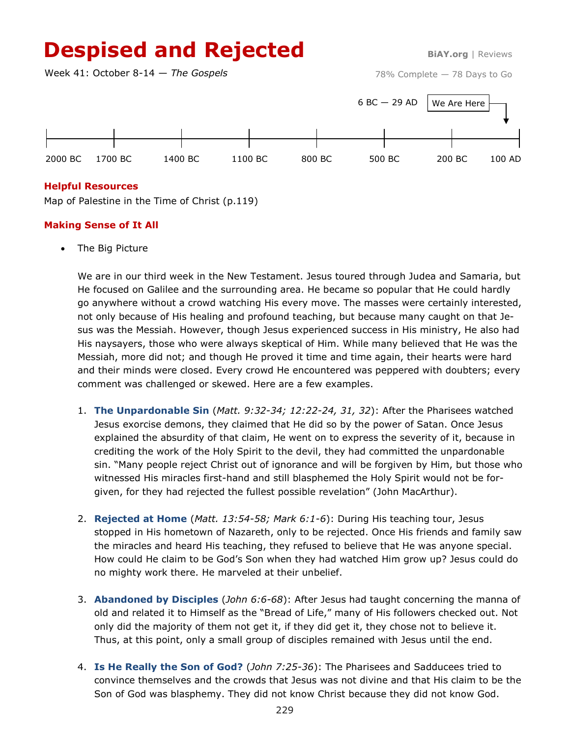# Despised and Rejected

**BiAY.org** | Reviews

Week 41: October 8-14 — *The Gospels*

78% Complete — 78 Days to Go

6 BC — 29 AD | We Are Here

2000 BC | 1700 BC | 1400 BC | 1100 BC | 800 BC | 500 BC | 200 BC | 100 AD

### Helpful Resources

Map of Palestine in the Time of Christ (p.119)

### Making Sense of It All

- The Big Picture

We are in our third week in the New Testament. Jesus toured through Judea and Samaria, but He focused on Galilee and the surrounding area. He became so popular that He could hardly go anywhere without a crowd watching His every move. The masses were certainly interested, not only because of His healing and profound teaching, but because many caught on that Jesus was the Messiah. However, though Jesus experienced success in His ministry, He also had His naysayers, those who were always skeptical of Him. While many believed that He was the Messiah, more did not; and though He proved it time and time again, their hearts were hard and their minds were closed. Every crowd He encountered was peppered with doubters; every comment was challenged or skewed. Here are a few examples.

1. **The Unpardonable Sin** (*Matt. 9:32-34; 12:22-24, 31, 32*): After the Pharisees watched Jesus exorcise demons, they claimed that He did so by the power of Satan. Once Jesus explained the absurdity of that claim, He went on to express the severity of it, because in crediting the work of the Holy Spirit to the devil, they had committed the unpardonable sin. "Many people reject Christ out of ignorance and will be forgiven by Him, but those who witnessed His miracles first-hand and still blasphemed the Holy Spirit would not be forgiven, for they had rejected the fullest possible revelation" (John MacArthur).

2. **Rejected at Home** (*Matt. 13:54-58; Mark 6:1-6*): During His teaching tour, Jesus stopped in His hometown of Nazareth, only to be rejected. Once His friends and family saw the miracles and heard His teaching, they refused to believe that He was anyone special. How could He claim to be God's Son when they had watched Him grow up? Jesus could do no mighty work there. He marveled at their unbelief.

3. **Abandoned by Disciples** (*John 6:6-68*): After Jesus had taught concerning the manna of old and related it to Himself as the "Bread of Life," many of His followers checked out. Not only did the majority of them not get it, if they did get it, they chose not to believe it. Thus, at this point, only a small group of disciples remained with Jesus until the end.

4. **Is He Really the Son of God?** (*John 7:25-36*): The Pharisees and Sadducees tried to convince themselves and the crowds that Jesus was not divine and that His claim to be the Son of God was blasphemy. They did not know Christ because they did not know God.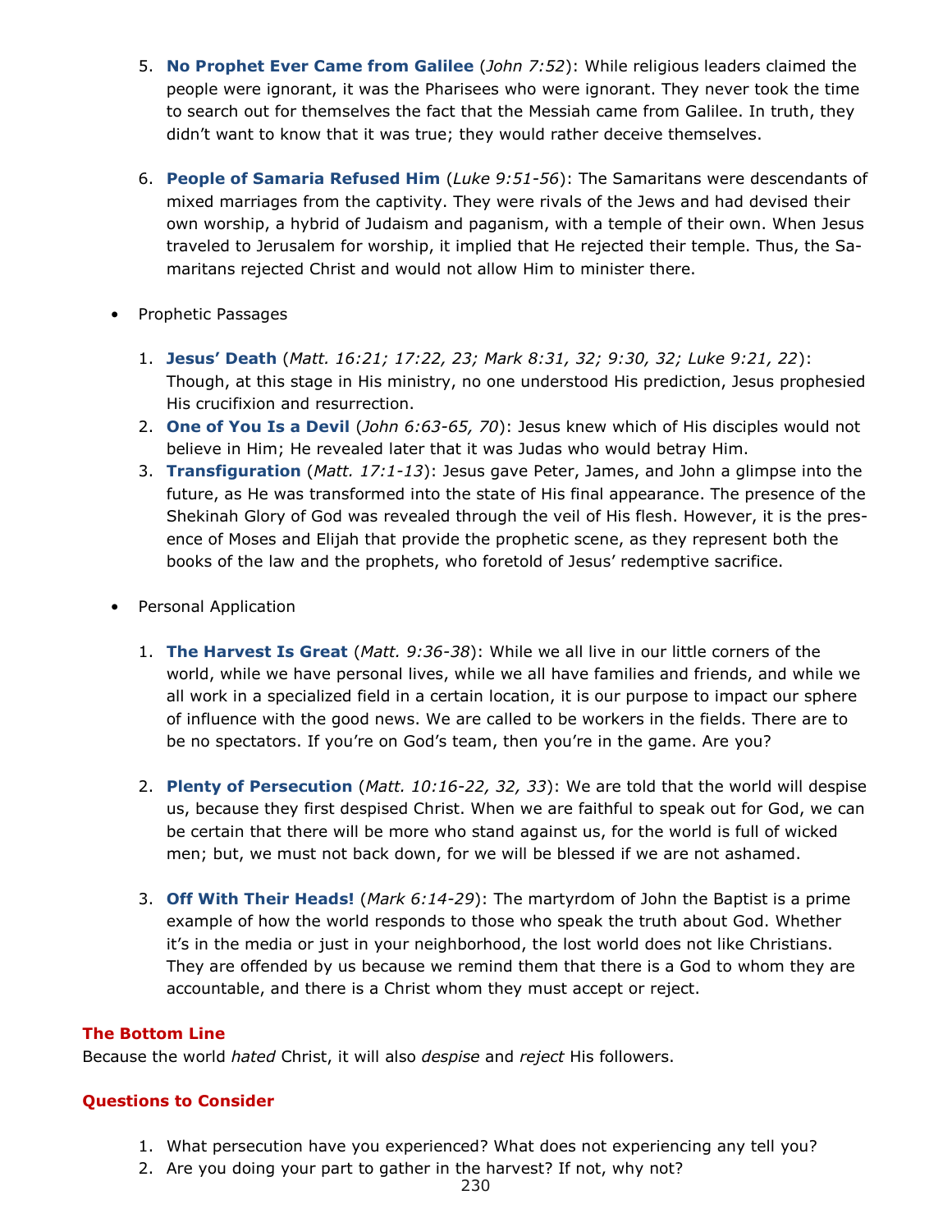5. **No Prophet Ever Came from Galilee** (*John 7:52*): While religious leaders claimed the people were ignorant, it was the Pharisees who were ignorant. They never took the time to search out for themselves the fact that the Messiah came from Galilee. In truth, they didn't want to know that it was true; they would rather deceive themselves.

6. **People of Samaria Refused Him** (*Luke 9:51-56*): The Samaritans were descendants of mixed marriages from the captivity. They were rivals of the Jews and had devised their own worship, a hybrid of Judaism and paganism, with a temple of their own. When Jesus traveled to Jerusalem for worship, it implied that He rejected their temple. Thus, the Samaritans rejected Christ and would not allow Him to minister there.

- Prophetic Passages

  1. **Jesus' Death** (*Matt. 16:21; 17:22, 23; Mark 8:31, 32; 9:30, 32; Luke 9:21, 22*): Though, at this stage in His ministry, no one understood His prediction, Jesus prophesied His crucifixion and resurrection.
  2. **One of You Is a Devil** (*John 6:63-65, 70*): Jesus knew which of His disciples would not believe in Him; He revealed later that it was Judas who would betray Him.
  3. **Transfiguration** (*Matt. 17:1-13*): Jesus gave Peter, James, and John a glimpse into the future, as He was transformed into the state of His final appearance. The presence of the Shekinah Glory of God was revealed through the veil of His flesh. However, it is the presence of Moses and Elijah that provide the prophetic scene, as they represent both the books of the law and the prophets, who foretold of Jesus' redemptive sacrifice.

- Personal Application

  1. **The Harvest Is Great** (*Matt. 9:36-38*): While we all live in our little corners of the world, while we have personal lives, while we all have families and friends, and while we all work in a specialized field in a certain location, it is our purpose to impact our sphere of influence with the good news. We are called to be workers in the fields. There are to be no spectators. If you're on God's team, then you're in the game. Are you?

  2. **Plenty of Persecution** (*Matt. 10:16-22, 32, 33*): We are told that the world will despise us, because they first despised Christ. When we are faithful to speak out for God, we can be certain that there will be more who stand against us, for the world is full of wicked men; but, we must not back down, for we will be blessed if we are not ashamed.

  3. **Off With Their Heads!** (*Mark 6:14-29*): The martyrdom of John the Baptist is a prime example of how the world responds to those who speak the truth about God. Whether it's in the media or just in your neighborhood, the lost world does not like Christians. They are offended by us because we remind them that there is a God to whom they are accountable, and there is a Christ whom they must accept or reject.

### The Bottom Line

Because the world *hated* Christ, it will also *despise* and *reject* His followers.

### Questions to Consider

1. What persecution have you experienced? What does not experiencing any tell you?
2. Are you doing your part to gather in the harvest? If not, why not?